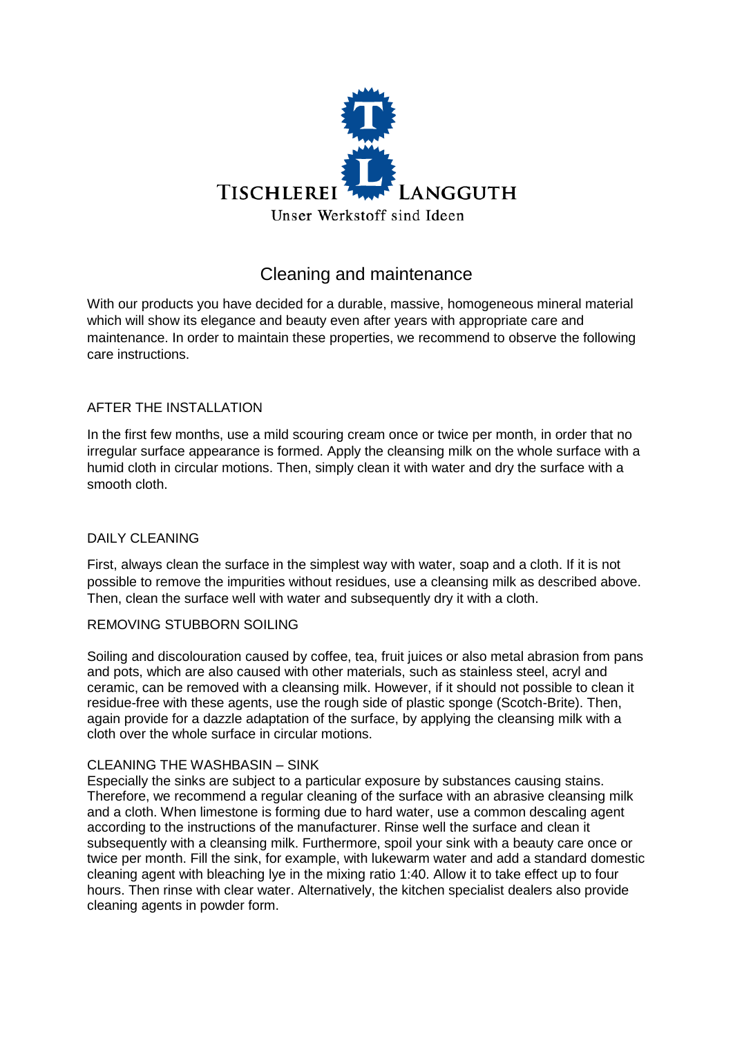TISCHLEREI LANGGUTH

Unser Werkstoff sind Ideen

# Cleaning and maintenance

With our products you have decided for a durable, massive, homogeneous mineral material which will show its elegance and beauty even after years with appropriate care and maintenance. In order to maintain these properties, we recommend to observe the following care instructions.

## AFTER THE INSTALLATION

In the first few months, use a mild scouring cream once or twice per month, in order that no irregular surface appearance is formed. Apply the cleansing milk on the whole surface with a humid cloth in circular motions. Then, simply clean it with water and dry the surface with a smooth cloth.

## DAILY CLEANING

First, always clean the surface in the simplest way with water, soap and a cloth. If it is not possible to remove the impurities without residues, use a cleansing milk as described above. Then, clean the surface well with water and subsequently dry it with a cloth.

## REMOVING STUBBORN SOILING

Soiling and discolouration caused by coffee, tea, fruit juices or also metal abrasion from pans and pots, which are also caused with other materials, such as stainless steel, acryl and ceramic, can be removed with a cleansing milk. However, if it should not possible to clean it residue-free with these agents, use the rough side of plastic sponge (Scotch-Brite). Then, again provide for a dazzle adaptation of the surface, by applying the cleansing milk with a cloth over the whole surface in circular motions.

## CLEANING THE WASHBASIN – SINK

Especially the sinks are subject to a particular exposure by substances causing stains. Therefore, we recommend a regular cleaning of the surface with an abrasive cleansing milk and a cloth. When limestone is forming due to hard water, use a common descaling agent according to the instructions of the manufacturer. Rinse well the surface and clean it subsequently with a cleansing milk. Furthermore, spoil your sink with a beauty care once or twice per month. Fill the sink, for example, with lukewarm water and add a standard domestic cleaning agent with bleaching lye in the mixing ratio 1:40. Allow it to take effect up to four hours. Then rinse with clear water. Alternatively, the kitchen specialist dealers also provide cleaning agents in powder form.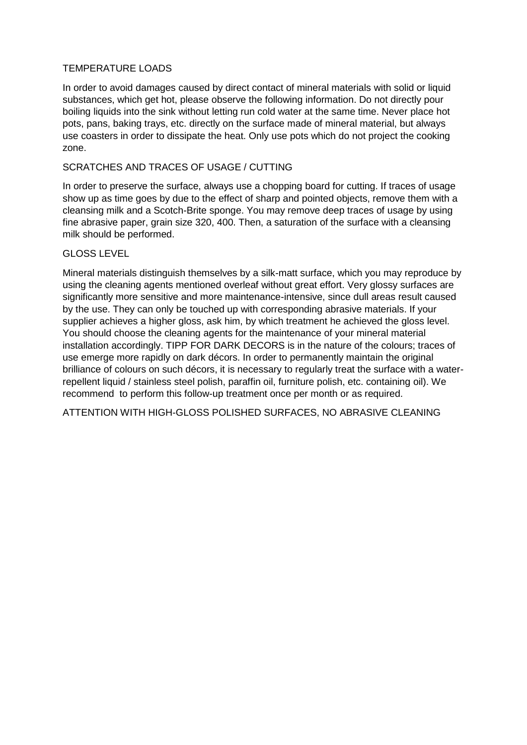## TEMPERATURE LOADS

In order to avoid damages caused by direct contact of mineral materials with solid or liquid substances, which get hot, please observe the following information. Do not directly pour boiling liquids into the sink without letting run cold water at the same time. Never place hot pots, pans, baking trays, etc. directly on the surface made of mineral material, but always use coasters in order to dissipate the heat. Only use pots which do not project the cooking zone.

## SCRATCHES AND TRACES OF USAGE / CUTTING

In order to preserve the surface, always use a chopping board for cutting. If traces of usage show up as time goes by due to the effect of sharp and pointed objects, remove them with a cleansing milk and a Scotch-Brite sponge. You may remove deep traces of usage by using fine abrasive paper, grain size 320, 400. Then, a saturation of the surface with a cleansing milk should be performed.

## GLOSS LEVEL

Mineral materials distinguish themselves by a silk-matt surface, which you may reproduce by using the cleaning agents mentioned overleaf without great effort. Very glossy surfaces are significantly more sensitive and more maintenance-intensive, since dull areas result caused by the use. They can only be touched up with corresponding abrasive materials. If your supplier achieves a higher gloss, ask him, by which treatment he achieved the gloss level. You should choose the cleaning agents for the maintenance of your mineral material installation accordingly. TIPP FOR DARK DECORS is in the nature of the colours; traces of use emerge more rapidly on dark décors. In order to permanently maintain the original brilliance of colours on such décors, it is necessary to regularly treat the surface with a water-repellent liquid / stainless steel polish, paraffin oil, furniture polish, etc. containing oil). We recommend to perform this follow-up treatment once per month or as required.

ATTENTION WITH HIGH-GLOSS POLISHED SURFACES, NO ABRASIVE CLEANING